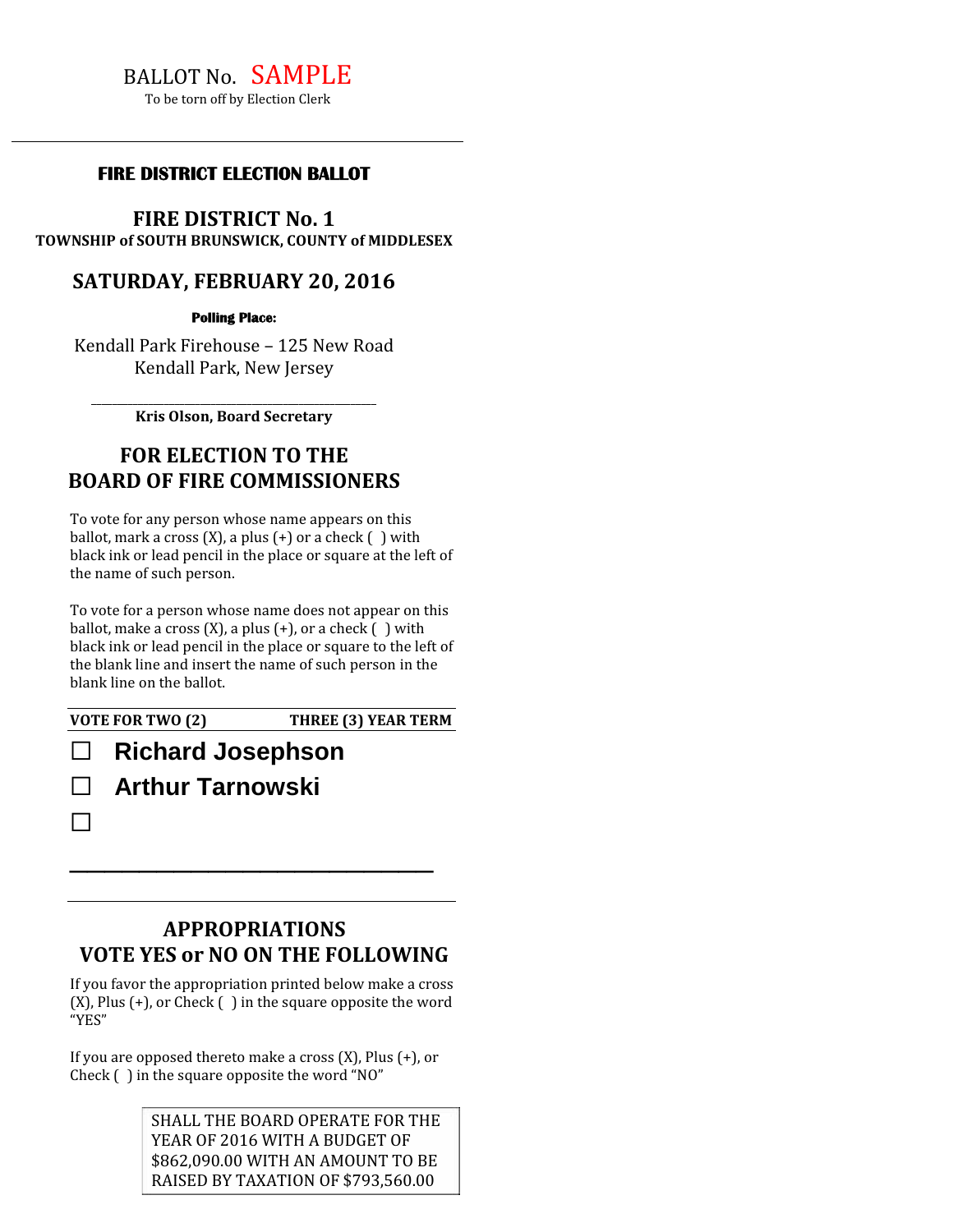BALLOT No. SAMPLE

To be torn off by Election Clerk

---

**FIRE DISTRICT ELECTION BALLOT**

## FIRE DISTRICT No. 1

**TOWNSHIP of SOUTH BRUNSWICK, COUNTY of MIDDLESEX**

## SATURDAY, FEBRUARY 20, 2016

**Polling Place:**

Kendall Park Firehouse – 125 New Road
Kendall Park, New Jersey

\_\_\_\_\_\_\_\_\_\_\_\_\_\_\_\_\_\_\_\_\_\_\_\_\_\_\_\_\_\_\_\_\_\_\_\_\_\_\_\_

**Kris Olson, Board Secretary**

## FOR ELECTION TO THE BOARD OF FIRE COMMISSIONERS

To vote for any person whose name appears on this ballot, mark a cross (X), a plus (+) or a check ( ) with black ink or lead pencil in the place or square at the left of the name of such person.

To vote for a person whose name does not appear on this ballot, make a cross (X), a plus (+), or a check ( ) with black ink or lead pencil in the place or square to the left of the blank line and insert the name of such person in the blank line on the ballot.

**VOTE FOR TWO (2)** **THREE (3) YEAR TERM**

- ☐ **Richard Josephson**
- ☐ **Arthur Tarnowski**
- ☐ \_\_\_\_\_\_\_\_\_\_\_\_\_\_\_\_\_\_\_\_\_\_\_\_\_\_\_\_\_\_\_\_\_\_

---

## APPROPRIATIONS
## VOTE YES or NO ON THE FOLLOWING

If you favor the appropriation printed below make a cross (X), Plus (+), or Check ( ) in the square opposite the word "YES"

If you are opposed thereto make a cross (X), Plus (+), or Check ( ) in the square opposite the word "NO"

SHALL THE BOARD OPERATE FOR THE YEAR OF 2016 WITH A BUDGET OF $862,090.00 WITH AN AMOUNT TO BE RAISED BY TAXATION OF $793,560.00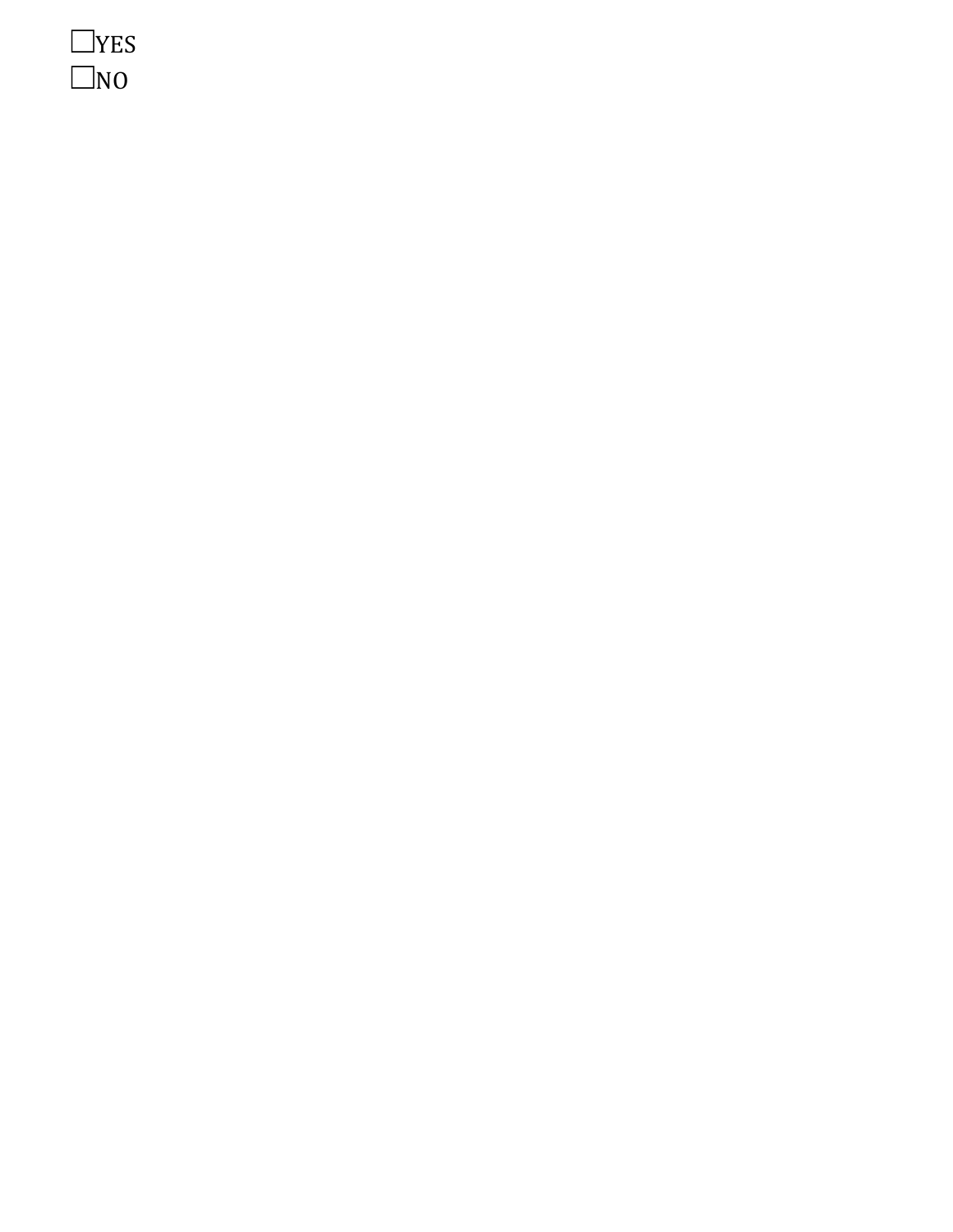☐YES
☐NO